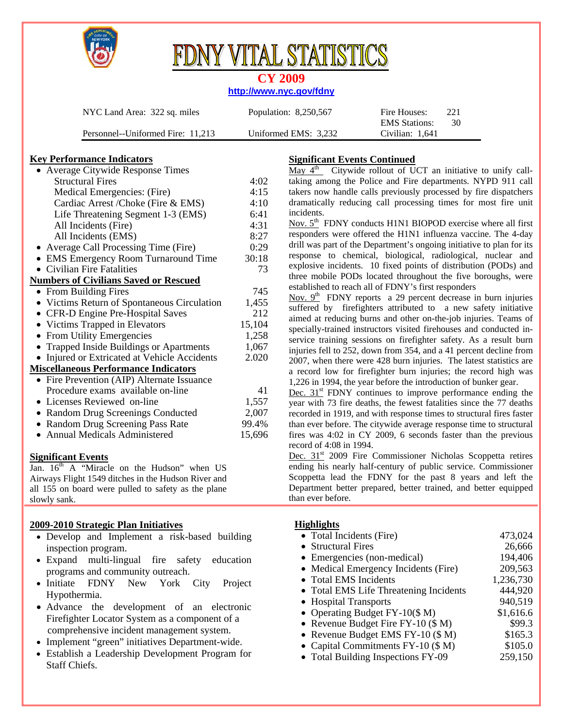# FDNY VITAL STATISTICS

## CY 2009

http://www.nyc.gov/fdny

| NYC Land Area: 322 sq. miles | Population: 8,250,567 | Fire Houses: 221<br>EMS Stations: 30 |
|---|---|---|
| Personnel--Uniformed Fire: 11,213 | Uniformed EMS: 3,232 | Civilian: 1,641 |

### Key Performance Indicators

| | |
|---|---|
| • Average Citywide Response Times | |
| Structural Fires | 4:02 |
| Medical Emergencies: (Fire) | 4:15 |
| Cardiac Arrest /Choke (Fire & EMS) | 4:10 |
| Life Threatening Segment 1-3 (EMS) | 6:41 |
| All Incidents (Fire) | 4:31 |
| All Incidents (EMS) | 8:27 |
| • Average Call Processing Time (Fire) | 0:29 |
| • EMS Emergency Room Turnaround Time | 30:18 |
| • Civilian Fire Fatalities | 73 |

### Numbers of Civilians Saved or Rescued

| | |
|---|---|
| • From Building Fires | 745 |
| • Victims Return of Spontaneous Circulation | 1,455 |
| • CFR-D Engine Pre-Hospital Saves | 212 |
| • Victims Trapped in Elevators | 15,104 |
| • From Utility Emergencies | 1,258 |
| • Trapped Inside Buildings or Apartments | 1,067 |
| • Injured or Extricated at Vehicle Accidents | 2.020 |

### Miscellaneous Performance Indicators

| | |
|---|---|
| • Fire Prevention (AIP) Alternate Issuance Procedure exams available on-line | 41 |
| • Licenses Reviewed on-line | 1,557 |
| • Random Drug Screenings Conducted | 2,007 |
| • Random Drug Screening Pass Rate | 99.4% |
| • Annual Medicals Administered | 15,696 |

### Significant Events

Jan. 16th A "Miracle on the Hudson" when US Airways Flight 1549 ditches in the Hudson River and all 155 on board were pulled to safety as the plane slowly sank.

### Significant Events Continued

May 4th Citywide rollout of UCT an initiative to unify call-taking among the Police and Fire departments. NYPD 911 call takers now handle calls previously processed by fire dispatchers dramatically reducing call processing times for most fire unit incidents.

Nov. 5th FDNY conducts H1N1 BIOPOD exercise where all first responders were offered the H1N1 influenza vaccine. The 4-day drill was part of the Department's ongoing initiative to plan for its response to chemical, biological, radiological, nuclear and explosive incidents. 10 fixed points of distribution (PODs) and three mobile PODs located throughout the five boroughs, were established to reach all of FDNY's first responders

Nov. 9th FDNY reports a 29 percent decrease in burn injuries suffered by firefighters attributed to a new safety initiative aimed at reducing burns and other on-the-job injuries. Teams of specially-trained instructors visited firehouses and conducted in-service training sessions on firefighter safety. As a result burn injuries fell to 252, down from 354, and a 41 percent decline from 2007, when there were 428 burn injuries. The latest statistics are a record low for firefighter burn injuries; the record high was 1,226 in 1994, the year before the introduction of bunker gear.

Dec. 31st FDNY continues to improve performance ending the year with 73 fire deaths, the fewest fatalities since the 77 deaths recorded in 1919, and with response times to structural fires faster than ever before. The citywide average response time to structural fires was 4:02 in CY 2009, 6 seconds faster than the previous record of 4:08 in 1994.

Dec. 31st 2009 Fire Commissioner Nicholas Scoppetta retires ending his nearly half-century of public service. Commissioner Scoppetta lead the FDNY for the past 8 years and left the Department better prepared, better trained, and better equipped than ever before.

### 2009-2010 Strategic Plan Initiatives

- Develop and Implement a risk-based building inspection program.
- Expand multi-lingual fire safety education programs and community outreach.
- Initiate FDNY New York City Project Hypothermia.
- Advance the development of an electronic Firefighter Locator System as a component of a comprehensive incident management system.
- Implement "green" initiatives Department-wide.
- Establish a Leadership Development Program for Staff Chiefs.

### Highlights

| | |
|---|---|
| • Total Incidents (Fire) | 473,024 |
| • Structural Fires | 26,666 |
| • Emergencies (non-medical) | 194,406 |
| • Medical Emergency Incidents (Fire) | 209,563 |
| • Total EMS Incidents | 1,236,730 |
| • Total EMS Life Threatening Incidents | 444,920 |
| • Hospital Transports | 940,519 |
| • Operating Budget FY-10($ M) | $1,616.6 |
| • Revenue Budget Fire FY-10 ($ M) | $99.3 |
| • Revenue Budget EMS FY-10 ($ M) | $165.3 |
| • Capital Commitments FY-10 ($ M) | $105.0 |
| • Total Building Inspections FY-09 | 259,150 |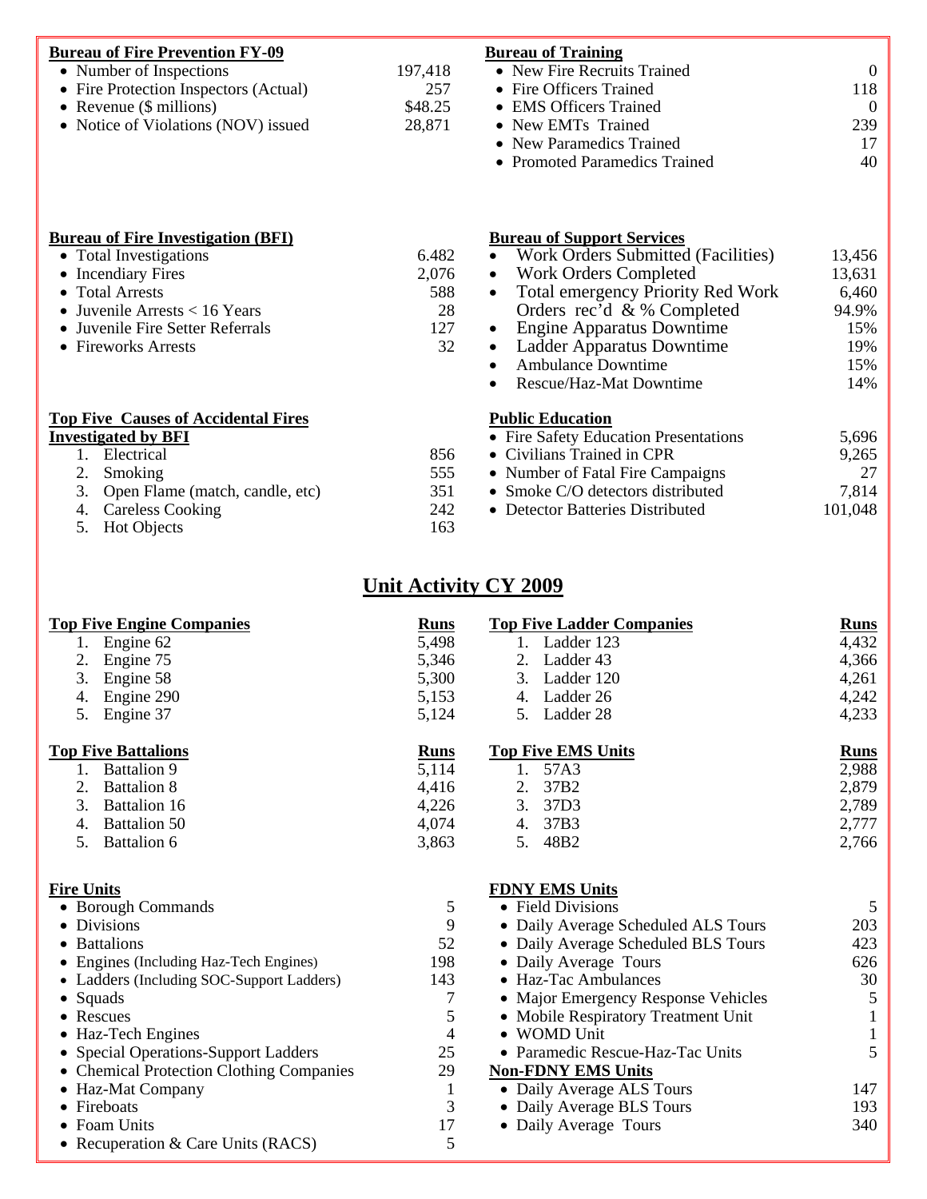**Bureau of Fire Prevention FY-09**

- Number of Inspections 197,418
- Fire Protection Inspectors (Actual) 257
- Revenue ($ millions) $48.25
- Notice of Violations (NOV) issued 28,871

**Bureau of Training**

- New Fire Recruits Trained 0
- Fire Officers Trained 118
- EMS Officers Trained 0
- New EMTs Trained 239
- New Paramedics Trained 17
- Promoted Paramedics Trained 40

**Bureau of Fire Investigation (BFI)**

- Total Investigations 6.482
- Incendiary Fires 2,076
- Total Arrests 588
- Juvenile Arrests < 16 Years 28
- Juvenile Fire Setter Referrals 127
- Fireworks Arrests 32

**Bureau of Support Services**

- Work Orders Submitted (Facilities) 13,456
- Work Orders Completed 13,631
- Total emergency Priority Red Work Orders rec'd & % Completed 6,460 94.9%
- Engine Apparatus Downtime 15%
- Ladder Apparatus Downtime 19%
- Ambulance Downtime 15%
- Rescue/Haz-Mat Downtime 14%

**Top Five Causes of Accidental Fires Investigated by BFI**

1. Electrical 856
2. Smoking 555
3. Open Flame (match, candle, etc) 351
4. Careless Cooking 242
5. Hot Objects 163

**Public Education**

- Fire Safety Education Presentations 5,696
- Civilians Trained in CPR 9,265
- Number of Fatal Fire Campaigns 27
- Smoke C/O detectors distributed 7,814
- Detector Batteries Distributed 101,048

## Unit Activity CY 2009

| Top Five Engine Companies | Runs |
|---|---|
| 1. Engine 62 | 5,498 |
| 2. Engine 75 | 5,346 |
| 3. Engine 58 | 5,300 |
| 4. Engine 290 | 5,153 |
| 5. Engine 37 | 5,124 |

| Top Five Ladder Companies | Runs |
|---|---|
| 1. Ladder 123 | 4,432 |
| 2. Ladder 43 | 4,366 |
| 3. Ladder 120 | 4,261 |
| 4. Ladder 26 | 4,242 |
| 5. Ladder 28 | 4,233 |

| Top Five Battalions | Runs |
|---|---|
| 1. Battalion 9 | 5,114 |
| 2. Battalion 8 | 4,416 |
| 3. Battalion 16 | 4,226 |
| 4. Battalion 50 | 4,074 |
| 5. Battalion 6 | 3,863 |

| Top Five EMS Units | Runs |
|---|---|
| 1. 57A3 | 2,988 |
| 2. 37B2 | 2,879 |
| 3. 37D3 | 2,789 |
| 4. 37B3 | 2,777 |
| 5. 48B2 | 2,766 |

**Fire Units**

- Borough Commands 5
- Divisions 9
- Battalions 52
- Engines (Including Haz-Tech Engines) 198
- Ladders (Including SOC-Support Ladders) 143
- Squads 7
- Rescues 5
- Haz-Tech Engines 4
- Special Operations-Support Ladders 25
- Chemical Protection Clothing Companies 29
- Haz-Mat Company 1
- Fireboats 3
- Foam Units 17
- Recuperation & Care Units (RACS) 5

**FDNY EMS Units**

- Field Divisions 5
- Daily Average Scheduled ALS Tours 203
- Daily Average Scheduled BLS Tours 423
- Daily Average Tours 626
- Haz-Tac Ambulances 30
- Major Emergency Response Vehicles 5
- Mobile Respiratory Treatment Unit 1
- WOMD Unit 1
- Paramedic Rescue-Haz-Tac Units 5

**Non-FDNY EMS Units**

- Daily Average ALS Tours 147
- Daily Average BLS Tours 193
- Daily Average Tours 340